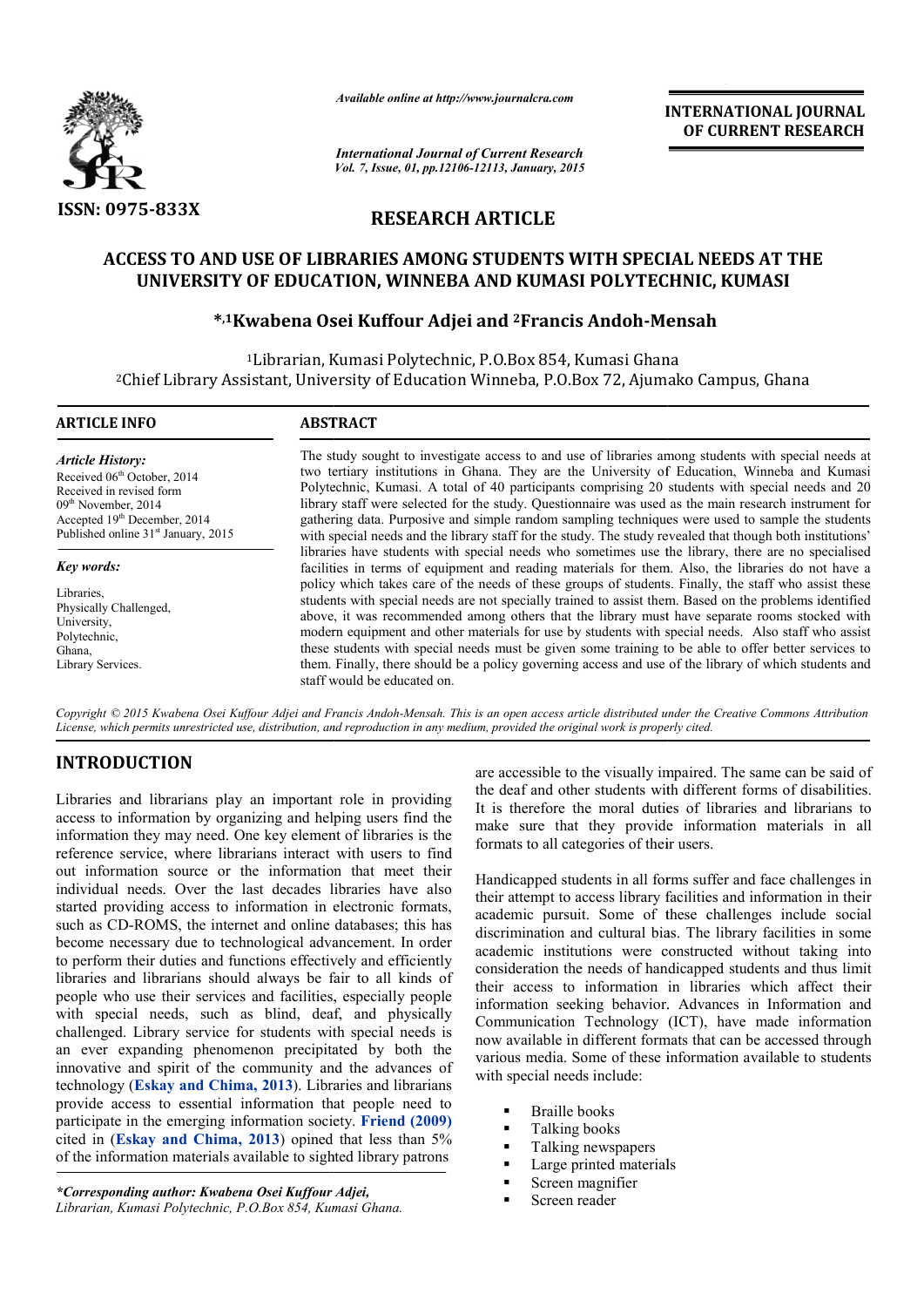ISSN: 0975-833X

*Available online at http://www.journalcra.com*

*International Journal of Current Research*
*Vol. 7, Issue, 01, pp.12106-12113, January, 2015*

**INTERNATIONAL JOURNAL OF CURRENT RESEARCH**

## RESEARCH ARTICLE

# ACCESS TO AND USE OF LIBRARIES AMONG STUDENTS WITH SPECIAL NEEDS AT THE UNIVERSITY OF EDUCATION, WINNEBA AND KUMASI POLYTECHNIC, KUMASI

**\*,[1]Kwabena Osei Kuffour Adjei and [2]Francis Andoh-Mensah**

[1]Librarian, Kumasi Polytechnic, P.O.Box 854, Kumasi Ghana
[2]Chief Library Assistant, University of Education Winneba, P.O.Box 72, Ajumako Campus, Ghana

### ARTICLE INFO

*Article History:*
Received 06[th] October, 2014
Received in revised form
09[th] November, 2014
Accepted 19[th] December, 2014
Published online 31[st] January, 2015

*Key words:*

Libraries,
Physically Challenged,
University,
Polytechnic,
Ghana,
Library Services.

### ABSTRACT

The study sought to investigate access to and use of libraries among students with special needs at two tertiary institutions in Ghana. They are the University of Education, Winneba and Kumasi Polytechnic, Kumasi. A total of 40 participants comprising 20 students with special needs and 20 library staff were selected for the study. Questionnaire was used as the main research instrument for gathering data. Purposive and simple random sampling techniques were used to sample the students with special needs and the library staff for the study. The study revealed that though both institutions' libraries have students with special needs who sometimes use the library, there are no specialised facilities in terms of equipment and reading materials for them. Also, the libraries do not have a policy which takes care of the needs of these groups of students. Finally, the staff who assist these students with special needs are not specially trained to assist them. Based on the problems identified above, it was recommended among others that the library must have separate rooms stocked with modern equipment and other materials for use by students with special needs. Also staff who assist these students with special needs must be given some training to be able to offer better services to them. Finally, there should be a policy governing access and use of the library of which students and staff would be educated on.

*Copyright © 2015 Kwabena Osei Kuffour Adjei and Francis Andoh-Mensah. This is an open access article distributed under the Creative Commons Attribution License, which permits unrestricted use, distribution, and reproduction in any medium, provided the original work is properly cited.*

## INTRODUCTION

Libraries and librarians play an important role in providing access to information by organizing and helping users find the information they may need. One key element of libraries is the reference service, where librarians interact with users to find out information source or the information that meet their individual needs. Over the last decades libraries have also started providing access to information in electronic formats, such as CD-ROMS, the internet and online databases; this has become necessary due to technological advancement. In order to perform their duties and functions effectively and efficiently libraries and librarians should always be fair to all kinds of people who use their services and facilities, especially people with special needs, such as blind, deaf, and physically challenged. Library service for students with special needs is an ever expanding phenomenon precipitated by both the innovative and spirit of the community and the advances of technology (**Eskay and Chima, 2013**). Libraries and librarians provide access to essential information that people need to participate in the emerging information society. **Friend (2009)** cited in (**Eskay and Chima, 2013**) opined that less than 5% of the information materials available to sighted library patrons are accessible to the visually impaired. The same can be said of the deaf and other students with different forms of disabilities. It is therefore the moral duties of libraries and librarians to make sure that they provide information materials in all formats to all categories of their users.

Handicapped students in all forms suffer and face challenges in their attempt to access library facilities and information in their academic pursuit. Some of these challenges include social discrimination and cultural bias. The library facilities in some academic institutions were constructed without taking into consideration the needs of handicapped students and thus limit their access to information in libraries which affect their information seeking behavior. Advances in Information and Communication Technology (ICT), have made information now available in different formats that can be accessed through various media. Some of these information available to students with special needs include:

- Braille books
- Talking books
- Talking newspapers
- Large printed materials
- Screen magnifier
- Screen reader

*\*Corresponding author: Kwabena Osei Kuffour Adjei,*
*Librarian, Kumasi Polytechnic, P.O.Box 854, Kumasi Ghana.*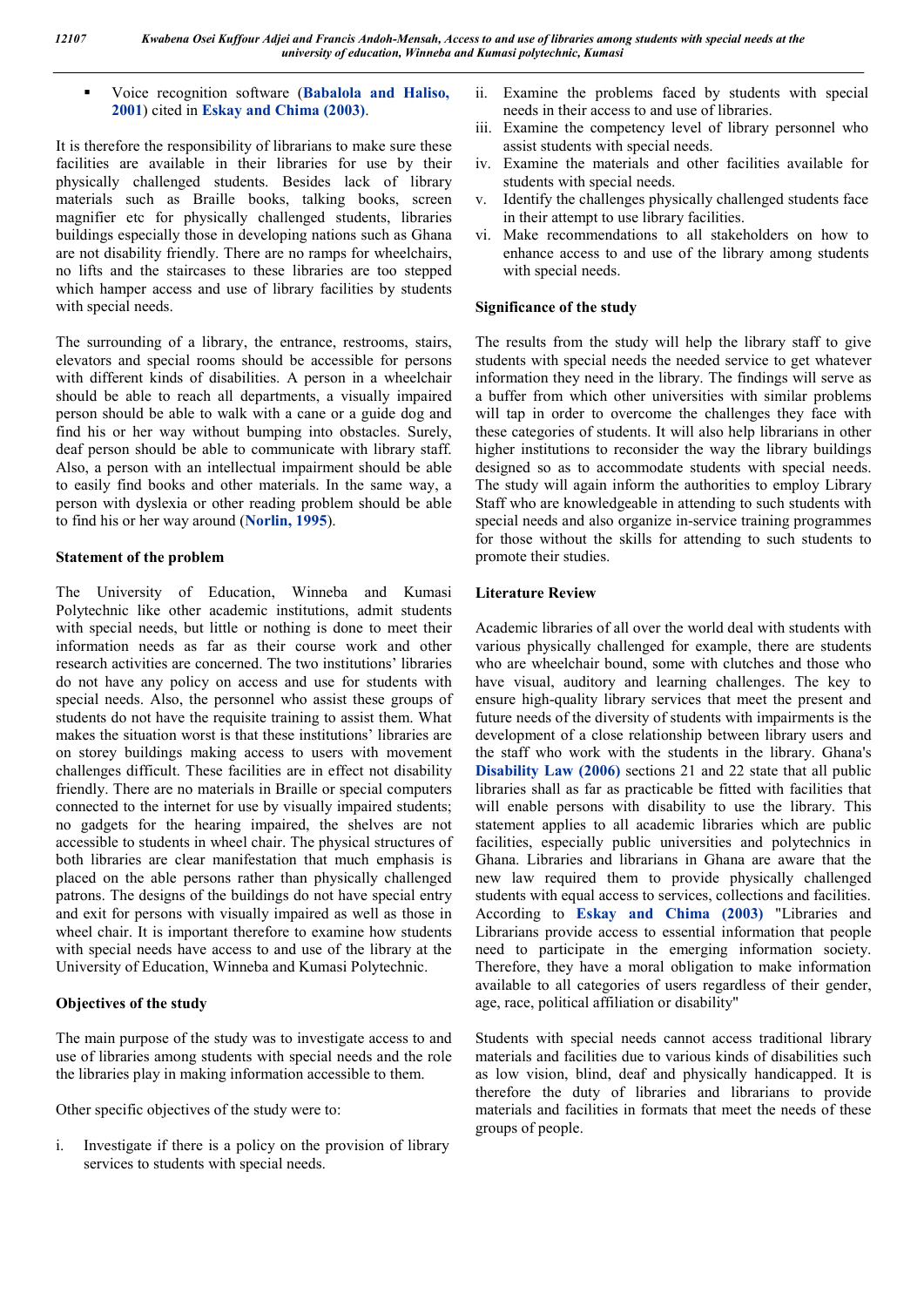- Voice recognition software (**Babalola and Haliso, 2001**) cited in **Eskay and Chima (2003)**.

It is therefore the responsibility of librarians to make sure these facilities are available in their libraries for use by their physically challenged students. Besides lack of library materials such as Braille books, talking books, screen magnifier etc for physically challenged students, libraries buildings especially those in developing nations such as Ghana are not disability friendly. There are no ramps for wheelchairs, no lifts and the staircases to these libraries are too stepped which hamper access and use of library facilities by students with special needs.

The surrounding of a library, the entrance, restrooms, stairs, elevators and special rooms should be accessible for persons with different kinds of disabilities. A person in a wheelchair should be able to reach all departments, a visually impaired person should be able to walk with a cane or a guide dog and find his or her way without bumping into obstacles. Surely, deaf person should be able to communicate with library staff. Also, a person with an intellectual impairment should be able to easily find books and other materials. In the same way, a person with dyslexia or other reading problem should be able to find his or her way around (**Norlin, 1995**).

**Statement of the problem**

The University of Education, Winneba and Kumasi Polytechnic like other academic institutions, admit students with special needs, but little or nothing is done to meet their information needs as far as their course work and other research activities are concerned. The two institutions' libraries do not have any policy on access and use for students with special needs. Also, the personnel who assist these groups of students do not have the requisite training to assist them. What makes the situation worst is that these institutions' libraries are on storey buildings making access to users with movement challenges difficult. These facilities are in effect not disability friendly. There are no materials in Braille or special computers connected to the internet for use by visually impaired students; no gadgets for the hearing impaired, the shelves are not accessible to students in wheel chair. The physical structures of both libraries are clear manifestation that much emphasis is placed on the able persons rather than physically challenged patrons. The designs of the buildings do not have special entry and exit for persons with visually impaired as well as those in wheel chair. It is important therefore to examine how students with special needs have access to and use of the library at the University of Education, Winneba and Kumasi Polytechnic.

**Objectives of the study**

The main purpose of the study was to investigate access to and use of libraries among students with special needs and the role the libraries play in making information accessible to them.

Other specific objectives of the study were to:

i. Investigate if there is a policy on the provision of library services to students with special needs.
ii. Examine the problems faced by students with special needs in their access to and use of libraries.
iii. Examine the competency level of library personnel who assist students with special needs.
iv. Examine the materials and other facilities available for students with special needs.
v. Identify the challenges physically challenged students face in their attempt to use library facilities.
vi. Make recommendations to all stakeholders on how to enhance access to and use of the library among students with special needs.

**Significance of the study**

The results from the study will help the library staff to give students with special needs the needed service to get whatever information they need in the library. The findings will serve as a buffer from which other universities with similar problems will tap in order to overcome the challenges they face with these categories of students. It will also help librarians in other higher institutions to reconsider the way the library buildings designed so as to accommodate students with special needs. The study will again inform the authorities to employ Library Staff who are knowledgeable in attending to such students with special needs and also organize in-service training programmes for those without the skills for attending to such students to promote their studies.

**Literature Review**

Academic libraries of all over the world deal with students with various physically challenged for example, there are students who are wheelchair bound, some with clutches and those who have visual, auditory and learning challenges. The key to ensure high-quality library services that meet the present and future needs of the diversity of students with impairments is the development of a close relationship between library users and the staff who work with the students in the library. Ghana's **Disability Law (2006)** sections 21 and 22 state that all public libraries shall as far as practicable be fitted with facilities that will enable persons with disability to use the library. This statement applies to all academic libraries which are public facilities, especially public universities and polytechnics in Ghana. Libraries and librarians in Ghana are aware that the new law required them to provide physically challenged students with equal access to services, collections and facilities. According to **Eskay and Chima (2003)** "Libraries and Librarians provide access to essential information that people need to participate in the emerging information society. Therefore, they have a moral obligation to make information available to all categories of users regardless of their gender, age, race, political affiliation or disability"

Students with special needs cannot access traditional library materials and facilities due to various kinds of disabilities such as low vision, blind, deaf and physically handicapped. It is therefore the duty of libraries and librarians to provide materials and facilities in formats that meet the needs of these groups of people.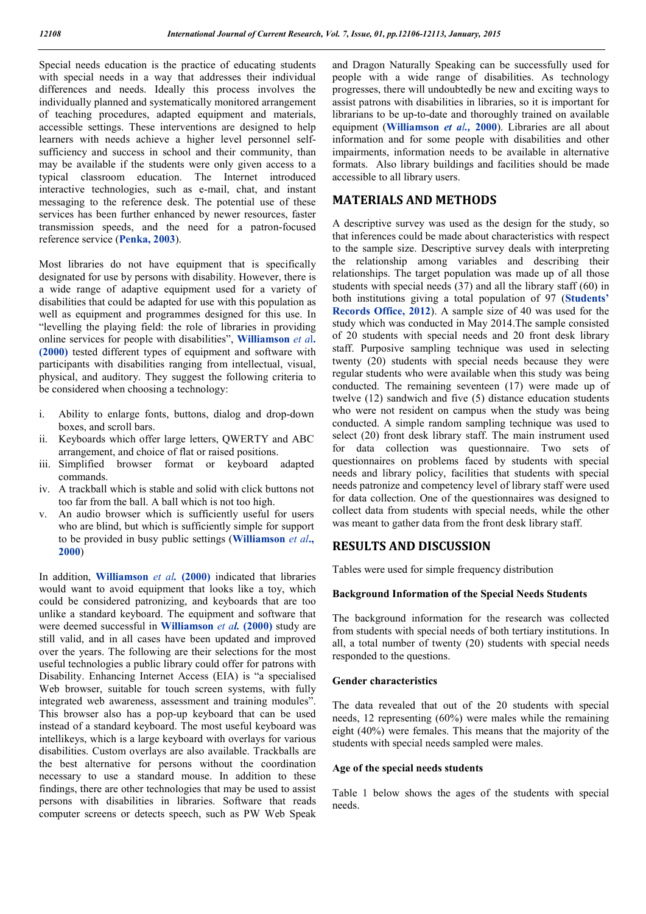Special needs education is the practice of educating students with special needs in a way that addresses their individual differences and needs. Ideally this process involves the individually planned and systematically monitored arrangement of teaching procedures, adapted equipment and materials, accessible settings. These interventions are designed to help learners with needs achieve a higher level personnel self-sufficiency and success in school and their community, than may be available if the students were only given access to a typical classroom education. The Internet introduced interactive technologies, such as e-mail, chat, and instant messaging to the reference desk. The potential use of these services has been further enhanced by newer resources, faster transmission speeds, and the need for a patron-focused reference service (**Penka, 2003**).

Most libraries do not have equipment that is specifically designated for use by persons with disability. However, there is a wide range of adaptive equipment used for a variety of disabilities that could be adapted for use with this population as well as equipment and programmes designed for this use. In "levelling the playing field: the role of libraries in providing online services for people with disabilities", **Williamson** *et al***. (2000)** tested different types of equipment and software with participants with disabilities ranging from intellectual, visual, physical, and auditory. They suggest the following criteria to be considered when choosing a technology:

i. Ability to enlarge fonts, buttons, dialog and drop-down boxes, and scroll bars.
ii. Keyboards which offer large letters, QWERTY and ABC arrangement, and choice of flat or raised positions.
iii. Simplified browser format or keyboard adapted commands.
iv. A trackball which is stable and solid with click buttons not too far from the ball. A ball which is not too high.
v. An audio browser which is sufficiently useful for users who are blind, but which is sufficiently simple for support to be provided in busy public settings (**Williamson** *et al***., 2000**)

In addition, **Williamson** *et al.* **(2000)** indicated that libraries would want to avoid equipment that looks like a toy, which could be considered patronizing, and keyboards that are too unlike a standard keyboard. The equipment and software that were deemed successful in **Williamson** *et al.* **(2000)** study are still valid, and in all cases have been updated and improved over the years. The following are their selections for the most useful technologies a public library could offer for patrons with Disability. Enhancing Internet Access (EIA) is "a specialised Web browser, suitable for touch screen systems, with fully integrated web awareness, assessment and training modules". This browser also has a pop-up keyboard that can be used instead of a standard keyboard. The most useful keyboard was intellikeys, which is a large keyboard with overlays for various disabilities. Custom overlays are also available. Trackballs are the best alternative for persons without the coordination necessary to use a standard mouse. In addition to these findings, there are other technologies that may be used to assist persons with disabilities in libraries. Software that reads computer screens or detects speech, such as PW Web Speak and Dragon Naturally Speaking can be successfully used for people with a wide range of disabilities. As technology progresses, there will undoubtedly be new and exciting ways to assist patrons with disabilities in libraries, so it is important for librarians to be up-to-date and thoroughly trained on available equipment (**Williamson** *et al***., 2000**). Libraries are all about information and for some people with disabilities and other impairments, information needs to be available in alternative formats. Also library buildings and facilities should be made accessible to all library users.

## MATERIALS AND METHODS

A descriptive survey was used as the design for the study, so that inferences could be made about characteristics with respect to the sample size. Descriptive survey deals with interpreting the relationship among variables and describing their relationships. The target population was made up of all those students with special needs (37) and all the library staff (60) in both institutions giving a total population of 97 (**Students' Records Office, 2012**). A sample size of 40 was used for the study which was conducted in May 2014.The sample consisted of 20 students with special needs and 20 front desk library staff. Purposive sampling technique was used in selecting twenty (20) students with special needs because they were regular students who were available when this study was being conducted. The remaining seventeen (17) were made up of twelve (12) sandwich and five (5) distance education students who were not resident on campus when the study was being conducted. A simple random sampling technique was used to select (20) front desk library staff. The main instrument used for data collection was questionnaire. Two sets of questionnaires on problems faced by students with special needs and library policy, facilities that students with special needs patronize and competency level of library staff were used for data collection. One of the questionnaires was designed to collect data from students with special needs, while the other was meant to gather data from the front desk library staff.

## RESULTS AND DISCUSSION

Tables were used for simple frequency distribution

### Background Information of the Special Needs Students

The background information for the research was collected from students with special needs of both tertiary institutions. In all, a total number of twenty (20) students with special needs responded to the questions.

### Gender characteristics

The data revealed that out of the 20 students with special needs, 12 representing (60%) were males while the remaining eight (40%) were females. This means that the majority of the students with special needs sampled were males.

### Age of the special needs students

Table 1 below shows the ages of the students with special needs.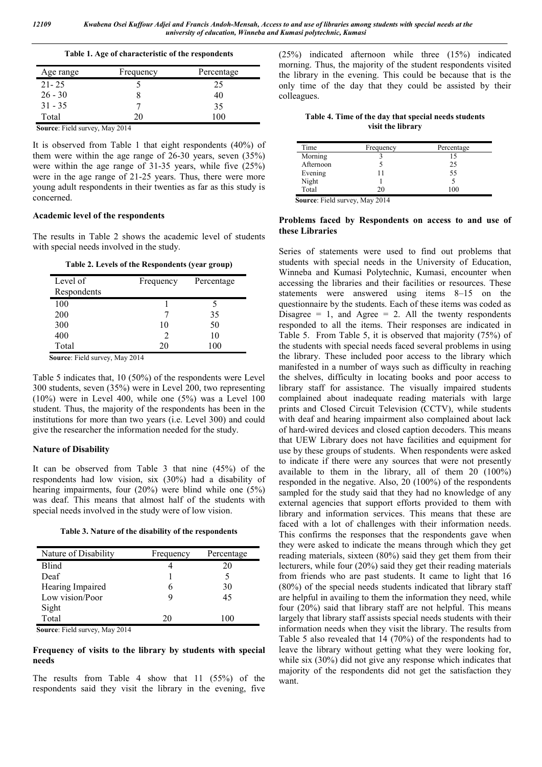**Table 1. Age of characteristic of the respondents**

| Age range | Frequency | Percentage |
|---|---|---|
| 21- 25 | 5 | 25 |
| 26 - 30 | 8 | 40 |
| 31 - 35 | 7 | 35 |
| Total | 20 | 100 |

**Source**: Field survey, May 2014

It is observed from Table 1 that eight respondents (40%) of them were within the age range of 26-30 years, seven (35%) were within the age range of 31-35 years, while five (25%) were in the age range of 21-25 years. Thus, there were more young adult respondents in their twenties as far as this study is concerned.

### Academic level of the respondents

The results in Table 2 shows the academic level of students with special needs involved in the study.

**Table 2. Levels of the Respondents (year group)**

| Level of Respondents | Frequency | Percentage |
|---|---|---|
| 100 | 1 | 5 |
| 200 | 7 | 35 |
| 300 | 10 | 50 |
| 400 | 2 | 10 |
| Total | 20 | 100 |

**Source**: Field survey, May 2014

Table 5 indicates that, 10 (50%) of the respondents were Level 300 students, seven (35%) were in Level 200, two representing (10%) were in Level 400, while one (5%) was a Level 100 student. Thus, the majority of the respondents has been in the institutions for more than two years (i.e. Level 300) and could give the researcher the information needed for the study.

### Nature of Disability

It can be observed from Table 3 that nine (45%) of the respondents had low vision, six (30%) had a disability of hearing impairments, four (20%) were blind while one (5%) was deaf. This means that almost half of the students with special needs involved in the study were of low vision.

**Table 3. Nature of the disability of the respondents**

| Nature of Disability | Frequency | Percentage |
|---|---|---|
| Blind | 4 | 20 |
| Deaf | 1 | 5 |
| Hearing Impaired | 6 | 30 |
| Low vision/Poor Sight | 9 | 45 |
| Total | 20 | 100 |

**Source**: Field survey, May 2014

### Frequency of visits to the library by students with special needs

The results from Table 4 show that 11 (55%) of the respondents said they visit the library in the evening, five (25%) indicated afternoon while three (15%) indicated morning. Thus, the majority of the student respondents visited the library in the evening. This could be because that is the only time of the day that they could be assisted by their colleagues.

**Table 4. Time of the day that special needs students visit the library**

| Time | Frequency | Percentage |
|---|---|---|
| Morning | 3 | 15 |
| Afternoon | 5 | 25 |
| Evening | 11 | 55 |
| Night | 1 | 5 |
| Total | 20 | 100 |

**Source**: Field survey, May 2014

### Problems faced by Respondents on access to and use of these Libraries

Series of statements were used to find out problems that students with special needs in the University of Education, Winneba and Kumasi Polytechnic, Kumasi, encounter when accessing the libraries and their facilities or resources. These statements were answered using items 8–15 on the questionnaire by the students. Each of these items was coded as Disagree = 1, and Agree = 2. All the twenty respondents responded to all the items. Their responses are indicated in Table 5. From Table 5, it is observed that majority (75%) of the students with special needs faced several problems in using the library. These included poor access to the library which manifested in a number of ways such as difficulty in reaching the shelves, difficulty in locating books and poor access to library staff for assistance. The visually impaired students complained about inadequate reading materials with large prints and Closed Circuit Television (CCTV), while students with deaf and hearing impairment also complained about lack of hard-wired devices and closed caption decoders. This means that UEW Library does not have facilities and equipment for use by these groups of students. When respondents were asked to indicate if there were any sources that were not presently available to them in the library, all of them 20 (100%) responded in the negative. Also, 20 (100%) of the respondents sampled for the study said that they had no knowledge of any external agencies that support efforts provided to them with library and information services. This means that these are faced with a lot of challenges with their information needs. This confirms the responses that the respondents gave when they were asked to indicate the means through which they get reading materials, sixteen (80%) said they get them from their lecturers, while four (20%) said they get their reading materials from friends who are past students. It came to light that 16 (80%) of the special needs students indicated that library staff are helpful in availing to them the information they need, while four (20%) said that library staff are not helpful. This means largely that library staff assists special needs students with their information needs when they visit the library. The results from Table 5 also revealed that 14 (70%) of the respondents had to leave the library without getting what they were looking for, while six (30%) did not give any response which indicates that majority of the respondents did not get the satisfaction they want.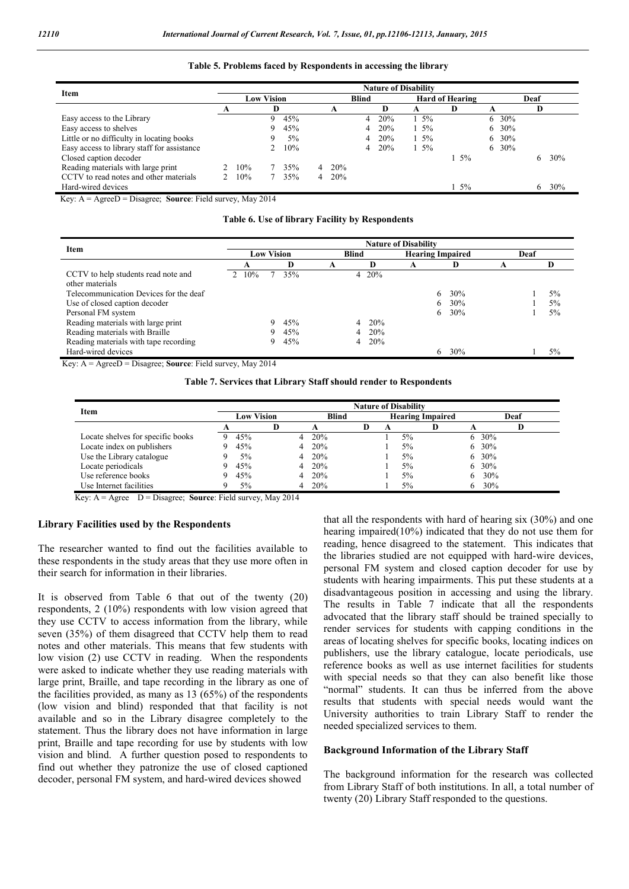**Table 5. Problems faced by Respondents in accessing the library**

| Item | Nature of Disability | | | | | | | |
|---|---|---|---|---|---|---|---|---|
| | Low Vision | | Blind | | Hard of Hearing | | Deaf | |
| | A | D | A | D | A | D | A | D |
| Easy access to the Library | | 9 45% | | 4 20% | 1 5% | | 6 30% | |
| Easy access to shelves | | 9 45% | | 4 20% | 1 5% | | 6 30% | |
| Little or no difficulty in locating books | | 9 5% | | 4 20% | 1 5% | | 6 30% | |
| Easy access to library staff for assistance | | 2 10% | | 4 20% | 1 5% | | 6 30% | |
| Closed caption decoder | | | | | | 1 5% | | 6 30% |
| Reading materials with large print | 2 10% | 7 35% | 4 20% | | | | | |
| CCTV to read notes and other materials | 2 10% | 7 35% | 4 20% | | | | | |
| Hard-wired devices | | | | | | 1 5% | | 6 30% |

Key: A = AgreeD = Disagree; **Source**: Field survey, May 2014

**Table 6. Use of library Facility by Respondents**

| Item | Nature of Disability | | | | | | | |
|---|---|---|---|---|---|---|---|---|
| | Low Vision | | Blind | | Hearing Impaired | | Deaf | |
| | A | D | A | D | A | D | A | D |
| CCTV to help students read note and other materials | 2 10% | 7 35% | | 4 20% | | | | |
| Telecommunication Devices for the deaf | | | | | | 6 30% | | 1 5% |
| Use of closed caption decoder | | | | | | 6 30% | | 1 5% |
| Personal FM system | | | | | | 6 30% | | 1 5% |
| Reading materials with large print | | 9 45% | | 4 20% | | | | |
| Reading materials with Braille | | 9 45% | | 4 20% | | | | |
| Reading materials with tape recording | | 9 45% | | 4 20% | | | | |
| Hard-wired devices | | | | | | 6 30% | | 1 5% |

Key: A = AgreeD = Disagree; **Source**: Field survey, May 2014

**Table 7. Services that Library Staff should render to Respondents**

| Item | Nature of Disability | | | | | | | |
|---|---|---|---|---|---|---|---|---|
| | Low Vision | | Blind | | Hearing Impaired | | Deaf | |
| | A | D | A | D | A | D | A | D |
| Locate shelves for specific books | 9 45% | | 4 20% | | 1 5% | | 6 30% | |
| Locate index on publishers | 9 45% | | 4 20% | | 1 5% | | 6 30% | |
| Use the Library catalogue | 9 5% | | 4 20% | | 1 5% | | 6 30% | |
| Locate periodicals | 9 45% | | 4 20% | | 1 5% | | 6 30% | |
| Use reference books | 9 45% | | 4 20% | | 1 5% | | 6 30% | |
| Use Internet facilities | 9 5% | | 4 20% | | 1 5% | | 6 30% | |

Key: A = Agree D = Disagree; **Source**: Field survey, May 2014

### Library Facilities used by the Respondents

The researcher wanted to find out the facilities available to these respondents in the study areas that they use more often in their search for information in their libraries.

It is observed from Table 6 that out of the twenty (20) respondents, 2 (10%) respondents with low vision agreed that they use CCTV to access information from the library, while seven (35%) of them disagreed that CCTV help them to read notes and other materials. This means that few students with low vision (2) use CCTV in reading. When the respondents were asked to indicate whether they use reading materials with large print, Braille, and tape recording in the library as one of the facilities provided, as many as 13 (65%) of the respondents (low vision and blind) responded that that facility is not available and so in the Library disagree completely to the statement. Thus the library does not have information in large print, Braille and tape recording for use by students with low vision and blind. A further question posed to respondents to find out whether they patronize the use of closed captioned decoder, personal FM system, and hard-wired devices showed that all the respondents with hard of hearing six (30%) and one hearing impaired(10%) indicated that they do not use them for reading, hence disagreed to the statement. This indicates that the libraries studied are not equipped with hard-wire devices, personal FM system and closed caption decoder for use by students with hearing impairments. This put these students at a disadvantageous position in accessing and using the library. The results in Table 7 indicate that all the respondents advocated that the library staff should be trained specially to render services for students with capping conditions in the areas of locating shelves for specific books, locating indices on publishers, use the library catalogue, locate periodicals, use reference books as well as use internet facilities for students with special needs so that they can also benefit like those "normal" students. It can thus be inferred from the above results that students with special needs would want the University authorities to train Library Staff to render the needed specialized services to them.

### Background Information of the Library Staff

The background information for the research was collected from Library Staff of both institutions. In all, a total number of twenty (20) Library Staff responded to the questions.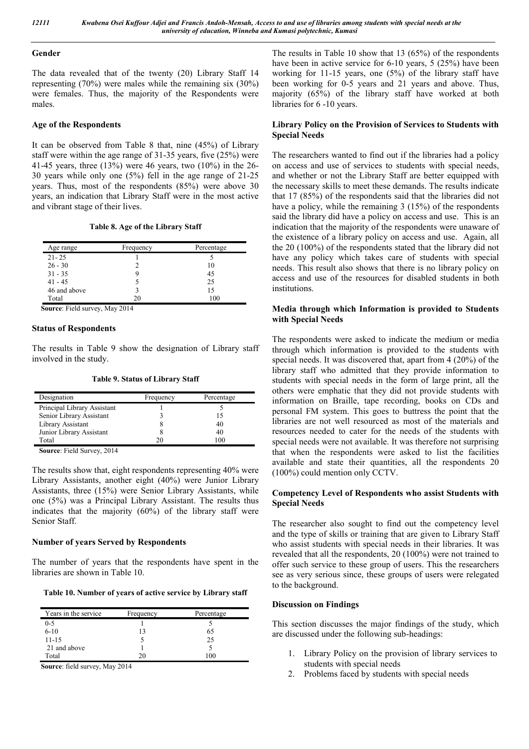## Gender

The data revealed that of the twenty (20) Library Staff 14 representing (70%) were males while the remaining six (30%) were females. Thus, the majority of the Respondents were males.

## Age of the Respondents

It can be observed from Table 8 that, nine (45%) of Library staff were within the age range of 31-35 years, five (25%) were 41-45 years, three (13%) were 46 years, two (10%) in the 26-30 years while only one (5%) fell in the age range of 21-25 years. Thus, most of the respondents (85%) were above 30 years, an indication that Library Staff were in the most active and vibrant stage of their lives.

**Table 8. Age of the Library Staff**

| Age range | Frequency | Percentage |
|---|---|---|
| 21- 25 | 1 | 5 |
| 26 - 30 | 2 | 10 |
| 31 - 35 | 9 | 45 |
| 41 - 45 | 5 | 25 |
| 46 and above | 3 | 15 |
| Total | 20 | 100 |

**Source**: Field survey, May 2014

## Status of Respondents

The results in Table 9 show the designation of Library staff involved in the study.

**Table 9. Status of Library Staff**

| Designation | Frequency | Percentage |
|---|---|---|
| Principal Library Assistant | 1 | 5 |
| Senior Library Assistant | 3 | 15 |
| Library Assistant | 8 | 40 |
| Junior Library Assistant | 8 | 40 |
| Total | 20 | 100 |

**Source**: Field Survey, 2014

The results show that, eight respondents representing 40% were Library Assistants, another eight (40%) were Junior Library Assistants, three (15%) were Senior Library Assistants, while one (5%) was a Principal Library Assistant. The results thus indicates that the majority (60%) of the library staff were Senior Staff.

## Number of years Served by Respondents

The number of years that the respondents have spent in the libraries are shown in Table 10.

**Table 10. Number of years of active service by Library staff**

| Years in the service | Frequency | Percentage |
|---|---|---|
| 0-5 | 1 | 5 |
| 6-10 | 13 | 65 |
| 11-15 | 5 | 25 |
| 21 and above | 1 | 5 |
| Total | 20 | 100 |

**Source**: field survey, May 2014

The results in Table 10 show that 13 (65%) of the respondents have been in active service for 6-10 years, 5 (25%) have been working for 11-15 years, one (5%) of the library staff have been working for 0-5 years and 21 years and above. Thus, majority (65%) of the library staff have worked at both libraries for 6 -10 years.

## Library Policy on the Provision of Services to Students with Special Needs

The researchers wanted to find out if the libraries had a policy on access and use of services to students with special needs, and whether or not the Library Staff are better equipped with the necessary skills to meet these demands. The results indicate that 17 (85%) of the respondents said that the libraries did not have a policy, while the remaining 3 (15%) of the respondents said the library did have a policy on access and use. This is an indication that the majority of the respondents were unaware of the existence of a library policy on access and use. Again, all the 20 (100%) of the respondents stated that the library did not have any policy which takes care of students with special needs. This result also shows that there is no library policy on access and use of the resources for disabled students in both institutions.

## Media through which Information is provided to Students with Special Needs

The respondents were asked to indicate the medium or media through which information is provided to the students with special needs. It was discovered that, apart from 4 (20%) of the library staff who admitted that they provide information to students with special needs in the form of large print, all the others were emphatic that they did not provide students with information on Braille, tape recording, books on CDs and personal FM system. This goes to buttress the point that the libraries are not well resourced as most of the materials and resources needed to cater for the needs of the students with special needs were not available. It was therefore not surprising that when the respondents were asked to list the facilities available and state their quantities, all the respondents 20 (100%) could mention only CCTV.

## Competency Level of Respondents who assist Students with Special Needs

The researcher also sought to find out the competency level and the type of skills or training that are given to Library Staff who assist students with special needs in their libraries. It was revealed that all the respondents, 20 (100%) were not trained to offer such service to these group of users. This the researchers see as very serious since, these groups of users were relegated to the background.

## Discussion on Findings

This section discusses the major findings of the study, which are discussed under the following sub-headings:

1. Library Policy on the provision of library services to students with special needs
2. Problems faced by students with special needs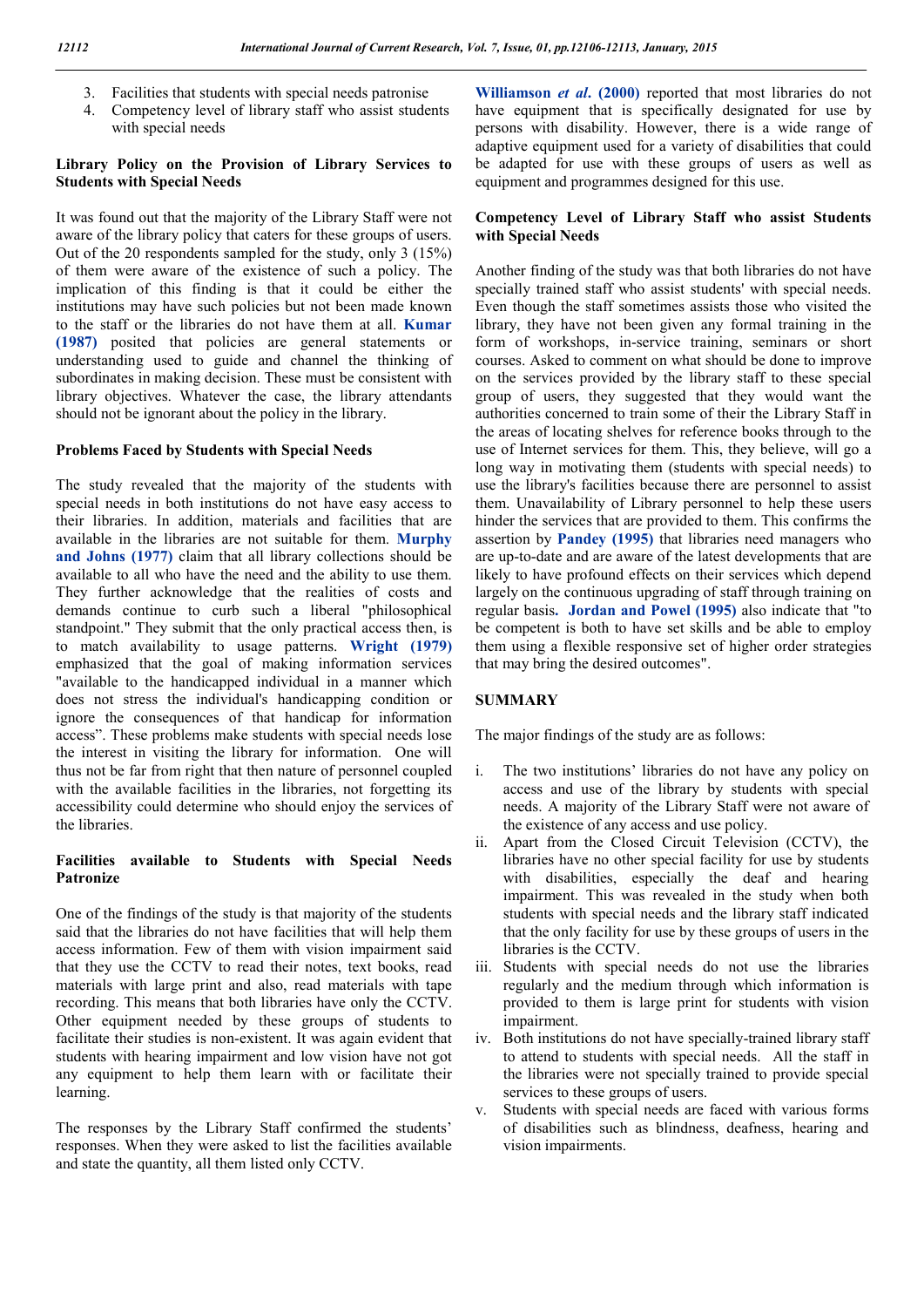3. Facilities that students with special needs patronise
4. Competency level of library staff who assist students with special needs

### Library Policy on the Provision of Library Services to Students with Special Needs

It was found out that the majority of the Library Staff were not aware of the library policy that caters for these groups of users. Out of the 20 respondents sampled for the study, only 3 (15%) of them were aware of the existence of such a policy. The implication of this finding is that it could be either the institutions may have such policies but not been made known to the staff or the libraries do not have them at all. **Kumar (1987)** posited that policies are general statements or understanding used to guide and channel the thinking of subordinates in making decision. These must be consistent with library objectives. Whatever the case, the library attendants should not be ignorant about the policy in the library.

### Problems Faced by Students with Special Needs

The study revealed that the majority of the students with special needs in both institutions do not have easy access to their libraries. In addition, materials and facilities that are available in the libraries are not suitable for them. **Murphy and Johns (1977)** claim that all library collections should be available to all who have the need and the ability to use them. They further acknowledge that the realities of costs and demands continue to curb such a liberal "philosophical standpoint." They submit that the only practical access then, is to match availability to usage patterns. **Wright (1979)** emphasized that the goal of making information services "available to the handicapped individual in a manner which does not stress the individual's handicapping condition or ignore the consequences of that handicap for information access". These problems make students with special needs lose the interest in visiting the library for information. One will thus not be far from right that then nature of personnel coupled with the available facilities in the libraries, not forgetting its accessibility could determine who should enjoy the services of the libraries.

### Facilities available to Students with Special Needs Patronize

One of the findings of the study is that majority of the students said that the libraries do not have facilities that will help them access information. Few of them with vision impairment said that they use the CCTV to read their notes, text books, read materials with large print and also, read materials with tape recording. This means that both libraries have only the CCTV. Other equipment needed by these groups of students to facilitate their studies is non-existent. It was again evident that students with hearing impairment and low vision have not got any equipment to help them learn with or facilitate their learning.

The responses by the Library Staff confirmed the students' responses. When they were asked to list the facilities available and state the quantity, all them listed only CCTV.

**Williamson *et al*. (2000)** reported that most libraries do not have equipment that is specifically designated for use by persons with disability. However, there is a wide range of adaptive equipment used for a variety of disabilities that could be adapted for use with these groups of users as well as equipment and programmes designed for this use.

### Competency Level of Library Staff who assist Students with Special Needs

Another finding of the study was that both libraries do not have specially trained staff who assist students' with special needs. Even though the staff sometimes assists those who visited the library, they have not been given any formal training in the form of workshops, in-service training, seminars or short courses. Asked to comment on what should be done to improve on the services provided by the library staff to these special group of users, they suggested that they would want the authorities concerned to train some of their the Library Staff in the areas of locating shelves for reference books through to the use of Internet services for them. This, they believe, will go a long way in motivating them (students with special needs) to use the library's facilities because there are personnel to assist them. Unavailability of Library personnel to help these users hinder the services that are provided to them. This confirms the assertion by **Pandey (1995)** that libraries need managers who are up-to-date and are aware of the latest developments that are likely to have profound effects on their services which depend largely on the continuous upgrading of staff through training on regular basis**. Jordan and Powel (1995)** also indicate that "to be competent is both to have set skills and be able to employ them using a flexible responsive set of higher order strategies that may bring the desired outcomes".

## SUMMARY

The major findings of the study are as follows:

i. The two institutions' libraries do not have any policy on access and use of the library by students with special needs. A majority of the Library Staff were not aware of the existence of any access and use policy.
ii. Apart from the Closed Circuit Television (CCTV), the libraries have no other special facility for use by students with disabilities, especially the deaf and hearing impairment. This was revealed in the study when both students with special needs and the library staff indicated that the only facility for use by these groups of users in the libraries is the CCTV.
iii. Students with special needs do not use the libraries regularly and the medium through which information is provided to them is large print for students with vision impairment.
iv. Both institutions do not have specially-trained library staff to attend to students with special needs. All the staff in the libraries were not specially trained to provide special services to these groups of users.
v. Students with special needs are faced with various forms of disabilities such as blindness, deafness, hearing and vision impairments.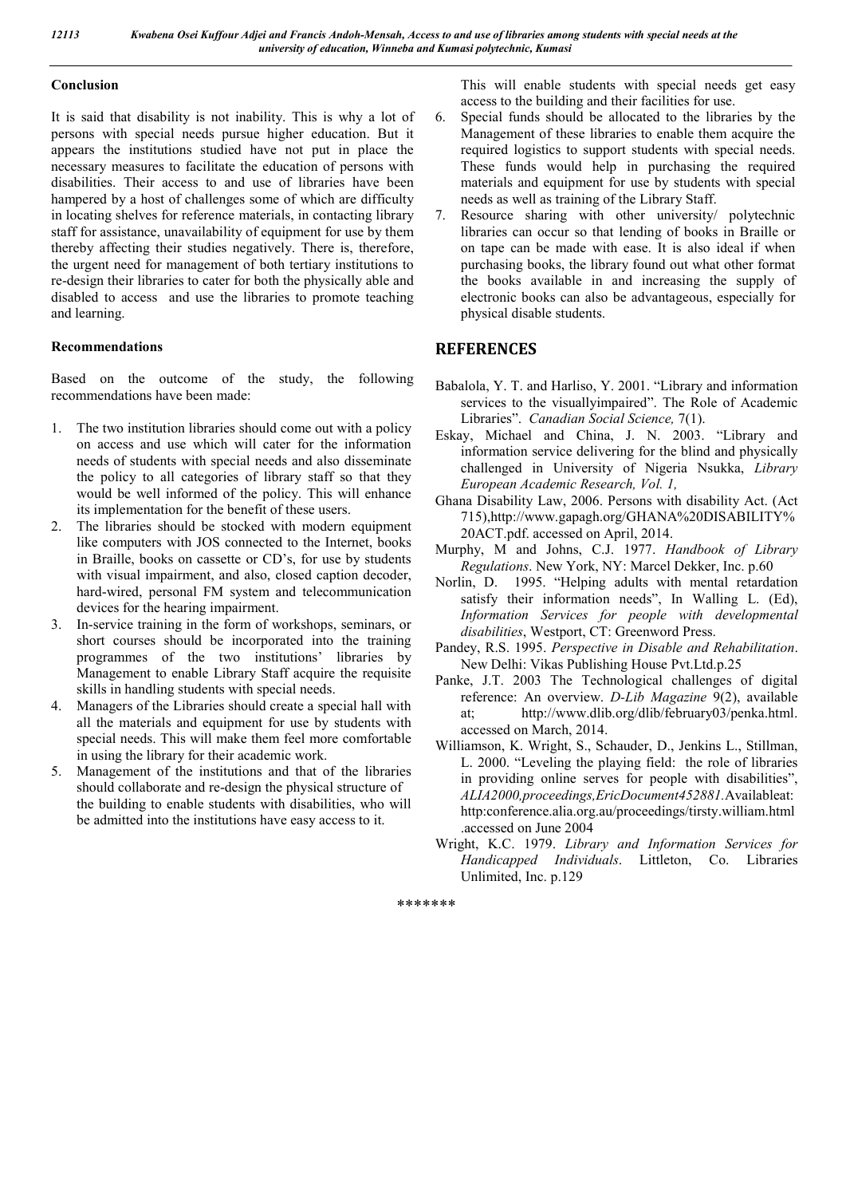### Conclusion

It is said that disability is not inability. This is why a lot of persons with special needs pursue higher education. But it appears the institutions studied have not put in place the necessary measures to facilitate the education of persons with disabilities. Their access to and use of libraries have been hampered by a host of challenges some of which are difficulty in locating shelves for reference materials, in contacting library staff for assistance, unavailability of equipment for use by them thereby affecting their studies negatively. There is, therefore, the urgent need for management of both tertiary institutions to re-design their libraries to cater for both the physically able and disabled to access and use the libraries to promote teaching and learning.

### Recommendations

Based on the outcome of the study, the following recommendations have been made:

1. The two institution libraries should come out with a policy on access and use which will cater for the information needs of students with special needs and also disseminate the policy to all categories of library staff so that they would be well informed of the policy. This will enhance its implementation for the benefit of these users.
2. The libraries should be stocked with modern equipment like computers with JOS connected to the Internet, books in Braille, books on cassette or CD's, for use by students with visual impairment, and also, closed caption decoder, hard-wired, personal FM system and telecommunication devices for the hearing impairment.
3. In-service training in the form of workshops, seminars, or short courses should be incorporated into the training programmes of the two institutions' libraries by Management to enable Library Staff acquire the requisite skills in handling students with special needs.
4. Managers of the Libraries should create a special hall with all the materials and equipment for use by students with special needs. This will make them feel more comfortable in using the library for their academic work.
5. Management of the institutions and that of the libraries should collaborate and re-design the physical structure of the building to enable students with disabilities, who will be admitted into the institutions have easy access to it. This will enable students with special needs get easy access to the building and their facilities for use.
6. Special funds should be allocated to the libraries by the Management of these libraries to enable them acquire the required logistics to support students with special needs. These funds would help in purchasing the required materials and equipment for use by students with special needs as well as training of the Library Staff.
7. Resource sharing with other university/ polytechnic libraries can occur so that lending of books in Braille or on tape can be made with ease. It is also ideal if when purchasing books, the library found out what other format the books available in and increasing the supply of electronic books can also be advantageous, especially for physical disable students.

## REFERENCES

Babalola, Y. T. and Harliso, Y. 2001. "Library and information services to the visuallyimpaired". The Role of Academic Libraries". *Canadian Social Science,* 7(1).

Eskay, Michael and China, J. N. 2003. "Library and information service delivering for the blind and physically challenged in University of Nigeria Nsukka, *Library European Academic Research, Vol. 1,*

Ghana Disability Law, 2006. Persons with disability Act. (Act 715),http://www.gapagh.org/GHANA%20DISABILITY%20ACT.pdf. accessed on April, 2014.

Murphy, M and Johns, C.J. 1977. *Handbook of Library Regulations*. New York, NY: Marcel Dekker, Inc. p.60

Norlin, D. 1995. "Helping adults with mental retardation satisfy their information needs", In Walling L. (Ed), *Information Services for people with developmental disabilities*, Westport, CT: Greenword Press.

Pandey, R.S. 1995. *Perspective in Disable and Rehabilitation*. New Delhi: Vikas Publishing House Pvt.Ltd.p.25

Panke, J.T. 2003 The Technological challenges of digital reference: An overview. *D-Lib Magazine* 9(2), available at; http://www.dlib.org/dlib/february03/penka.html. accessed on March, 2014.

Williamson, K. Wright, S., Schauder, D., Jenkins L., Stillman, L. 2000. "Leveling the playing field: the role of libraries in providing online serves for people with disabilities", *ALIA2000,proceedings,EricDocument452881.*Availableat: http:conference.alia.org.au/proceedings/tirsty.william.html .accessed on June 2004

Wright, K.C. 1979. *Library and Information Services for Handicapped Individuals*. Littleton, Co. Libraries Unlimited, Inc. p.129

\*\*\*\*\*\*\*